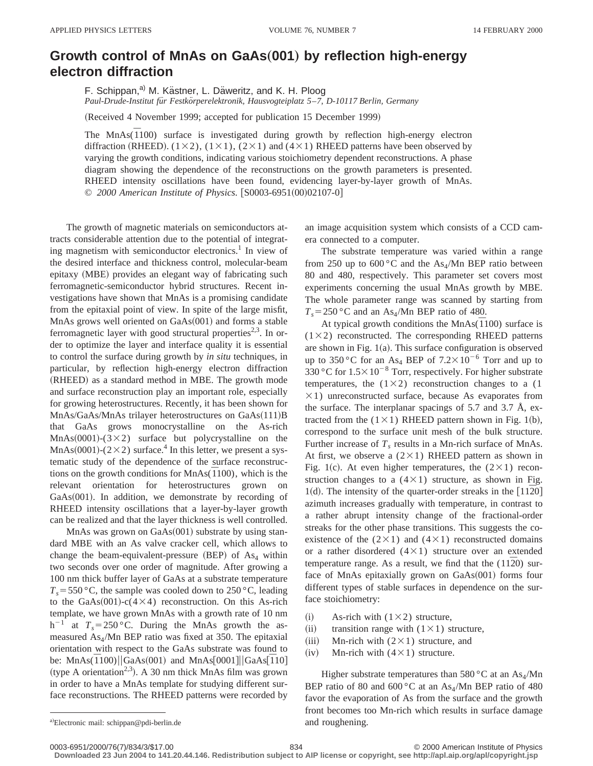# Growth control of MnAs on GaAs(001) by reflection high-energy electron diffraction

F. Schippan,[a] M. Kästner, L. Däweritz, and K. H. Ploog

*Paul-Drude-Institut für Festkörperelektronik, Hausvogteiplatz 5–7, D-10117 Berlin, Germany*

(Received 4 November 1999; accepted for publication 15 December 1999)

The MnAs($\bar{1}100$) surface is investigated during growth by reflection high-energy electron diffraction (RHEED). $(1\times2)$, $(1\times1)$, $(2\times1)$ and $(4\times1)$ RHEED patterns have been observed by varying the growth conditions, indicating various stoichiometry dependent reconstructions. A phase diagram showing the dependence of the reconstructions on the growth parameters is presented. RHEED intensity oscillations have been found, evidencing layer-by-layer growth of MnAs. © *2000 American Institute of Physics.* [S0003-6951(00)02107-0]

The growth of magnetic materials on semiconductors attracts considerable attention due to the potential of integrating magnetism with semiconductor electronics.[1] In view of the desired interface and thickness control, molecular-beam epitaxy (MBE) provides an elegant way of fabricating such ferromagnetic-semiconductor hybrid structures. Recent investigations have shown that MnAs is a promising candidate from the epitaxial point of view. In spite of the large misfit, MnAs grows well oriented on GaAs(001) and forms a stable ferromagnetic layer with good structural properties[2,3]. In order to optimize the layer and interface quality it is essential to control the surface during growth by *in situ* techniques, in particular, by reflection high-energy electron diffraction (RHEED) as a standard method in MBE. The growth mode and surface reconstruction play an important role, especially for growing heterostructures. Recently, it has been shown for MnAs/GaAs/MnAs trilayer heterostructures on GaAs(111)B that GaAs grows monocrystalline on the As-rich MnAs(0001)-$(3\times2)$ surface but polycrystalline on the MnAs(0001)-$(2\times2)$ surface.[4] In this letter, we present a systematic study of the dependence of the surface reconstructions on the growth conditions for MnAs($\bar{1}100$), which is the relevant orientation for heterostructures grown on GaAs(001). In addition, we demonstrate by recording of RHEED intensity oscillations that a layer-by-layer growth can be realized and that the layer thickness is well controlled.

MnAs was grown on GaAs(001) substrate by using standard MBE with an As valve cracker cell, which allows to change the beam-equivalent-pressure (BEP) of $As_4$ within two seconds over one order of magnitude. After growing a 100 nm thick buffer layer of GaAs at a substrate temperature $T_s = 550\,°C$, the sample was cooled down to 250 °C, leading to the GaAs(001)-c$(4\times4)$ reconstruction. On this As-rich template, we have grown MnAs with a growth rate of 10 nm $h^{-1}$ at $T_s = 250\,°C$. During the MnAs growth the as-measured $As_4$/Mn BEP ratio was fixed at 350. The epitaxial orientation with respect to the GaAs substrate was found to be: MnAs($\bar{1}100$)||GaAs(001) and MnAs[0001]||GaAs[$\bar{1}10$] (type A orientation[2,3]). A 30 nm thick MnAs film was grown in order to have a MnAs template for studying different surface reconstructions. The RHEED patterns were recorded by an image acquisition system which consists of a CCD camera connected to a computer.

The substrate temperature was varied within a range from 250 up to 600 °C and the $As_4$/Mn BEP ratio between 80 and 480, respectively. This parameter set covers most experiments concerning the usual MnAs growth by MBE. The whole parameter range was scanned by starting from $T_s = 250\,°C$ and an $As_4$/Mn BEP ratio of 480.

At typical growth conditions the MnAs($\bar{1}100$) surface is $(1\times2)$ reconstructed. The corresponding RHEED patterns are shown in Fig. 1(a). This surface configuration is observed up to 350 °C for an $As_4$ BEP of $7.2\times10^{-6}$ Torr and up to 330 °C for $1.5\times10^{-8}$ Torr, respectively. For higher substrate temperatures, the $(1\times2)$ reconstruction changes to a $(1\times1)$ unreconstructed surface, because As evaporates from the surface. The interplanar spacings of 5.7 and 3.7 Å, extracted from the $(1\times1)$ RHEED pattern shown in Fig. 1(b), correspond to the surface unit mesh of the bulk structure. Further increase of $T_s$ results in a Mn-rich surface of MnAs. At first, we observe a $(2\times1)$ RHEED pattern as shown in Fig. 1(c). At even higher temperatures, the $(2\times1)$ reconstruction changes to a $(4\times1)$ structure, as shown in Fig. 1(d). The intensity of the quarter-order streaks in the [$11\bar{2}0$] azimuth increases gradually with temperature, in contrast to a rather abrupt intensity change of the fractional-order streaks for the other phase transitions. This suggests the coexistence of the $(2\times1)$ and $(4\times1)$ reconstructed domains or a rather disordered $(4\times1)$ structure over an extended temperature range. As a result, we find that the ($11\bar{2}0$) surface of MnAs epitaxially grown on GaAs(001) forms four different types of stable surfaces in dependence on the surface stoichiometry:

(i) As-rich with $(1\times2)$ structure,
(ii) transition range with $(1\times1)$ structure,
(iii) Mn-rich with $(2\times1)$ structure, and
(iv) Mn-rich with $(4\times1)$ structure.

Higher substrate temperatures than 580 °C at an $As_4$/Mn BEP ratio of 80 and 600 °C at an $As_4$/Mn BEP ratio of 480 favor the evaporation of As from the surface and the growth front becomes too Mn-rich which results in surface damage and roughening.

[a]Electronic mail: schippan@pdi-berlin.de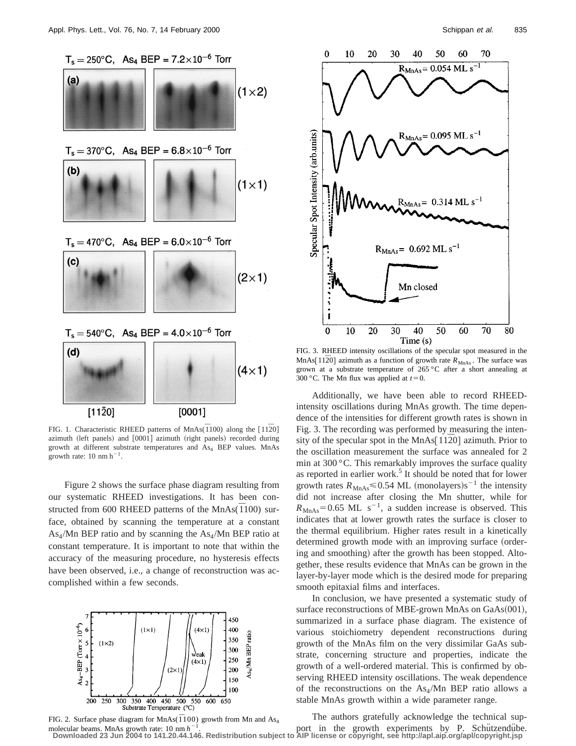FIG. 1. Characteristic RHEED patterns of MnAs($\bar{1}100$) along the [$11\bar{2}0$] azimuth (left panels) and [0001] azimuth (right panels) recorded during growth at different substrate temperatures and $As_4$ BEP values. MnAs growth rate: 10 nm $h^{-1}$.

Figure 2 shows the surface phase diagram resulting from our systematic RHEED investigations. It has been constructed from 600 RHEED patterns of the MnAs($\bar{1}100$) surface, obtained by scanning the temperature at a constant $As_4$/Mn BEP ratio and by scanning the $As_4$/Mn BEP ratio at constant temperature. It is important to note that within the accuracy of the measuring procedure, no hysteresis effects have been observed, i.e., a change of reconstruction was accomplished within a few seconds.

FIG. 2. Surface phase diagram for MnAs($\bar{1}100$) growth from Mn and $As_4$ molecular beams. MnAs growth rate: 10 nm $h^{-1}$.

FIG. 3. RHEED intensity oscillations of the specular spot measured in the MnAs[$11\bar{2}0$] azimuth as a function of growth rate $R_{MnAs}$. The surface was grown at a substrate temperature of 265 °C after a short annealing at 300 °C. The Mn flux was applied at $t=0$.

Additionally, we have been able to record RHEED-intensity oscillations during MnAs growth. The time dependence of the intensities for different growth rates is shown in Fig. 3. The recording was performed by measuring the intensity of the specular spot in the MnAs[$11\bar{2}0$] azimuth. Prior to the oscillation measurement the surface was annealed for 2 min at 300 °C. This remarkably improves the surface quality as reported in earlier work.[5] It should be noted that for lower growth rates $R_{MnAs} \leq 0.54$ ML (monolayers)$s^{-1}$ the intensity did not increase after closing the Mn shutter, while for $R_{MnAs} = 0.65$ ML $s^{-1}$, a sudden increase is observed. This indicates that at lower growth rates the surface is closer to the thermal equilibrium. Higher rates result in a kinetically determined growth mode with an improving surface (ordering and smoothing) after the growth has been stopped. Altogether, these results evidence that MnAs can be grown in the layer-by-layer mode which is the desired mode for preparing smooth epitaxial films and interfaces.

In conclusion, we have presented a systematic study of surface reconstructions of MBE-grown MnAs on GaAs(001), summarized in a surface phase diagram. The existence of various stoichiometry dependent reconstructions during growth of the MnAs film on the very dissimilar GaAs substrate, concerning structure and properties, indicate the growth of a well-ordered material. This is confirmed by observing RHEED intensity oscillations. The weak dependence of the reconstructions on the $As_4$/Mn BEP ratio allows a stable MnAs growth within a wide parameter range.

The authors gratefully acknowledge the technical support in the growth experiments by P. Schützendübe.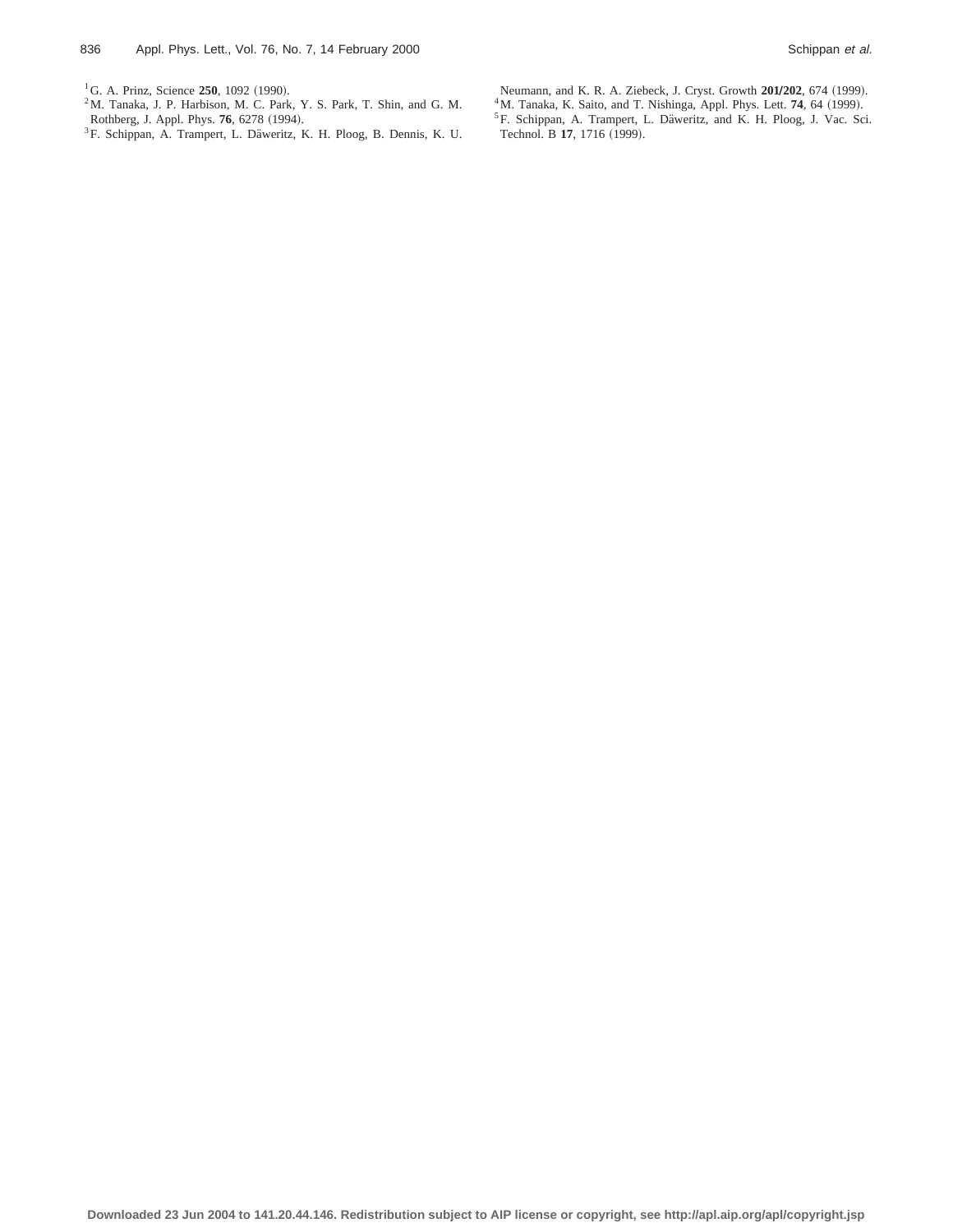[1] G. A. Prinz, Science **250**, 1092 (1990).

[2] M. Tanaka, J. P. Harbison, M. C. Park, Y. S. Park, T. Shin, and G. M. Rothberg, J. Appl. Phys. **76**, 6278 (1994).

[3] F. Schippan, A. Trampert, L. Däweritz, K. H. Ploog, B. Dennis, K. U. Neumann, and K. R. A. Ziebeck, J. Cryst. Growth **201/202**, 674 (1999).

[4] M. Tanaka, K. Saito, and T. Nishinga, Appl. Phys. Lett. **74**, 64 (1999).

[5] F. Schippan, A. Trampert, L. Däweritz, and K. H. Ploog, J. Vac. Sci. Technol. B **17**, 1716 (1999).